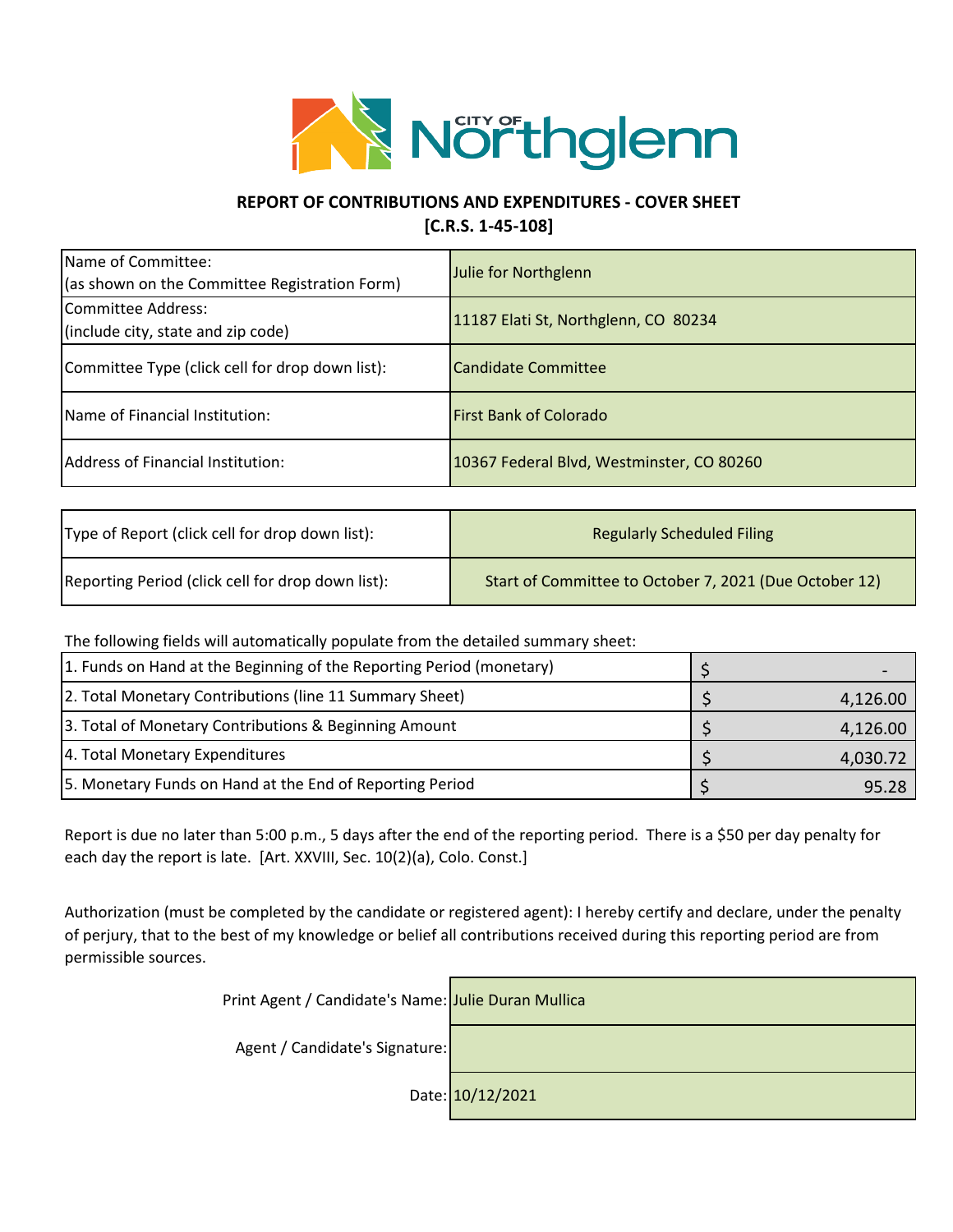CITY OF Northglenn

## REPORT OF CONTRIBUTIONS AND EXPENDITURES - COVER SHEET
## [C.R.S. 1-45-108]

| | |
|---|---|
| Name of Committee: (as shown on the Committee Registration Form) | Julie for Northglenn |
| Committee Address: (include city, state and zip code) | 11187 Elati St, Northglenn, CO 80234 |
| Committee Type (click cell for drop down list): | Candidate Committee |
| Name of Financial Institution: | First Bank of Colorado |
| Address of Financial Institution: | 10367 Federal Blvd, Westminster, CO 80260 |

| | |
|---|---|
| Type of Report (click cell for drop down list): | Regularly Scheduled Filing |
| Reporting Period (click cell for drop down list): | Start of Committee to October 7, 2021 (Due October 12) |

The following fields will automatically populate from the detailed summary sheet:

| | | |
|---|---|---|
| 1. Funds on Hand at the Beginning of the Reporting Period (monetary) | $ | - |
| 2. Total Monetary Contributions (line 11 Summary Sheet) | $ | 4,126.00 |
| 3. Total of Monetary Contributions & Beginning Amount | $ | 4,126.00 |
| 4. Total Monetary Expenditures | $ | 4,030.72 |
| 5. Monetary Funds on Hand at the End of Reporting Period | $ | 95.28 |

Report is due no later than 5:00 p.m., 5 days after the end of the reporting period. There is a $50 per day penalty for each day the report is late. [Art. XXVIII, Sec. 10(2)(a), Colo. Const.]

Authorization (must be completed by the candidate or registered agent): I hereby certify and declare, under the penalty of perjury, that to the best of my knowledge or belief all contributions received during this reporting period are from permissible sources.

| | |
|---|---|
| Print Agent / Candidate's Name: | Julie Duran Mullica |
| Agent / Candidate's Signature: | |
| Date: | 10/12/2021 |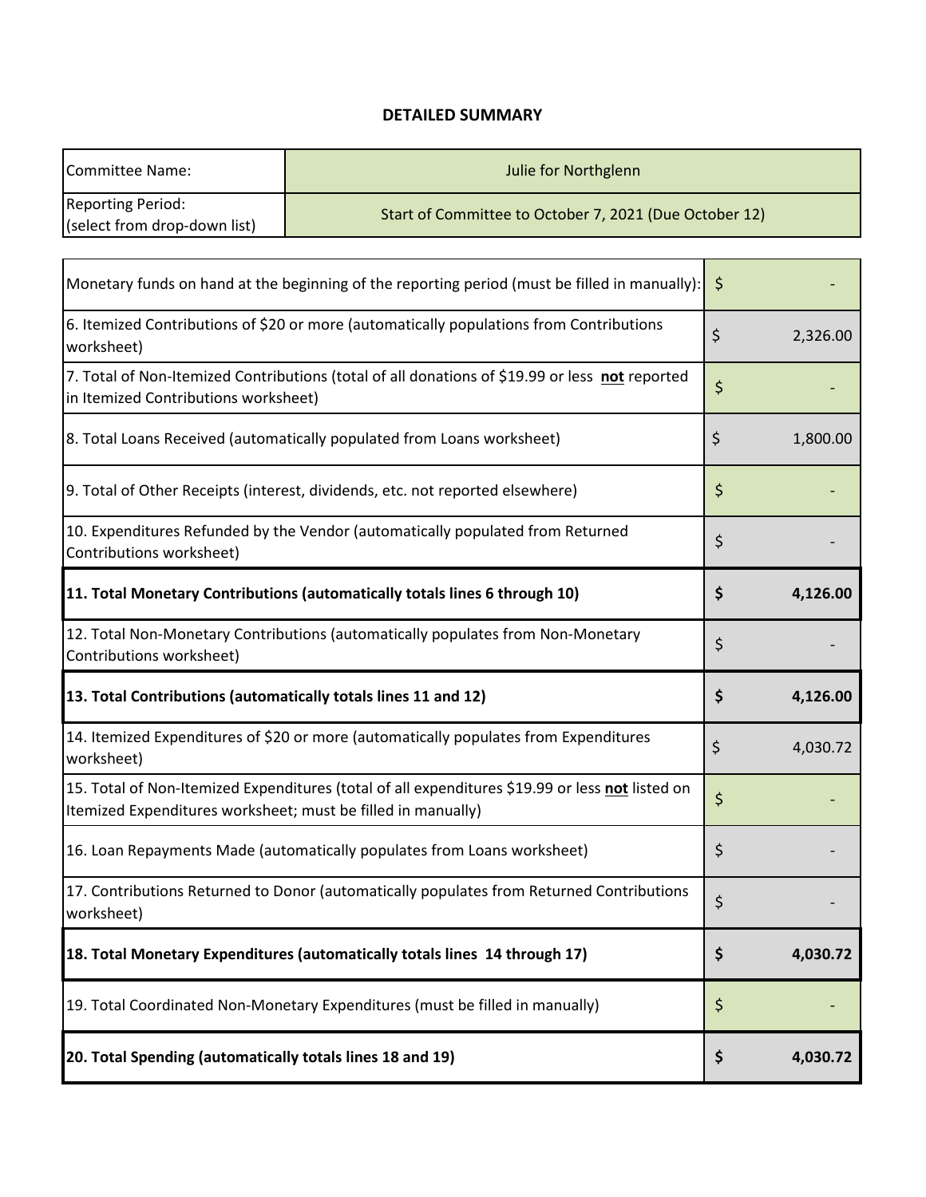# DETAILED SUMMARY

| Committee Name: | Julie for Northglenn |
| --- | --- |
| Reporting Period: (select from drop-down list) | Start of Committee to October 7, 2021 (Due October 12) |

| | | |
| --- | --- | --- |
| Monetary funds on hand at the beginning of the reporting period (must be filled in manually): | $ | - |
| 6. Itemized Contributions of $20 or more (automatically populations from Contributions worksheet) | $ | 2,326.00 |
| 7. Total of Non-Itemized Contributions (total of all donations of $19.99 or less **not** reported in Itemized Contributions worksheet) | $ | - |
| 8. Total Loans Received (automatically populated from Loans worksheet) | $ | 1,800.00 |
| 9. Total of Other Receipts (interest, dividends, etc. not reported elsewhere) | $ | - |
| 10. Expenditures Refunded by the Vendor (automatically populated from Returned Contributions worksheet) | $ | - |
| **11. Total Monetary Contributions (automatically totals lines 6 through 10)** | **$** | **4,126.00** |
| 12. Total Non-Monetary Contributions (automatically populates from Non-Monetary Contributions worksheet) | $ | - |
| **13. Total Contributions (automatically totals lines 11 and 12)** | **$** | **4,126.00** |
| 14. Itemized Expenditures of $20 or more (automatically populates from Expenditures worksheet) | $ | 4,030.72 |
| 15. Total of Non-Itemized Expenditures (total of all expenditures $19.99 or less **not** listed on Itemized Expenditures worksheet; must be filled in manually) | $ | - |
| 16. Loan Repayments Made (automatically populates from Loans worksheet) | $ | - |
| 17. Contributions Returned to Donor (automatically populates from Returned Contributions worksheet) | $ | - |
| **18. Total Monetary Expenditures (automatically totals lines 14 through 17)** | **$** | **4,030.72** |
| 19. Total Coordinated Non-Monetary Expenditures (must be filled in manually) | $ | - |
| **20. Total Spending (automatically totals lines 18 and 19)** | **$** | **4,030.72** |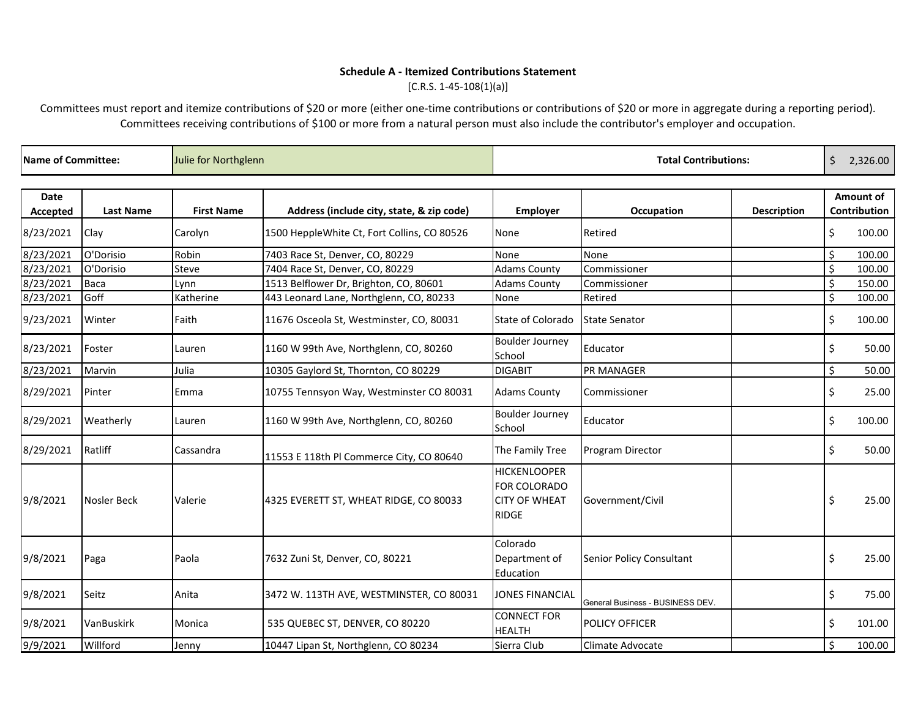**Schedule A - Itemized Contributions Statement**

[C.R.S. 1-45-108(1)(a)]

Committees must report and itemize contributions of $20 or more (either one-time contributions or contributions of $20 or more in aggregate during a reporting period). Committees receiving contributions of $100 or more from a natural person must also include the contributor's employer and occupation.

| Name of Committee: | Julie for Northglenn | Total Contributions: | $ 2,326.00 |
|---|---|---|---|

| Date Accepted | Last Name | First Name | Address (include city, state, & zip code) | Employer | Occupation | Description | Amount of Contribution |
|---|---|---|---|---|---|---|---|
| 8/23/2021 | Clay | Carolyn | 1500 HeppleWhite Ct, Fort Collins, CO 80526 | None | Retired | | $ 100.00 |
| 8/23/2021 | O'Dorisio | Robin | 7403 Race St, Denver, CO, 80229 | None | None | | $ 100.00 |
| 8/23/2021 | O'Dorisio | Steve | 7404 Race St, Denver, CO, 80229 | Adams County | Commissioner | | $ 100.00 |
| 8/23/2021 | Baca | Lynn | 1513 Belflower Dr, Brighton, CO, 80601 | Adams County | Commissioner | | $ 150.00 |
| 8/23/2021 | Goff | Katherine | 443 Leonard Lane, Northglenn, CO, 80233 | None | Retired | | $ 100.00 |
| 9/23/2021 | Winter | Faith | 11676 Osceola St, Westminster, CO, 80031 | State of Colorado | State Senator | | $ 100.00 |
| 8/23/2021 | Foster | Lauren | 1160 W 99th Ave, Northglenn, CO, 80260 | Boulder Journey School | Educator | | $ 50.00 |
| 8/23/2021 | Marvin | Julia | 10305 Gaylord St, Thornton, CO 80229 | DIGABIT | PR MANAGER | | $ 50.00 |
| 8/29/2021 | Pinter | Emma | 10755 Tennsyon Way, Westminster CO 80031 | Adams County | Commissioner | | $ 25.00 |
| 8/29/2021 | Weatherly | Lauren | 1160 W 99th Ave, Northglenn, CO, 80260 | Boulder Journey School | Educator | | $ 100.00 |
| 8/29/2021 | Ratliff | Cassandra | 11553 E 118th Pl Commerce City, CO 80640 | The Family Tree | Program Director | | $ 50.00 |
| 9/8/2021 | Nosler Beck | Valerie | 4325 EVERETT ST, WHEAT RIDGE, CO 80033 | HICKENLOOPER FOR COLORADO CITY OF WHEAT RIDGE | Government/Civil | | $ 25.00 |
| 9/8/2021 | Paga | Paola | 7632 Zuni St, Denver, CO, 80221 | Colorado Department of Education | Senior Policy Consultant | | $ 25.00 |
| 9/8/2021 | Seitz | Anita | 3472 W. 113TH AVE, WESTMINSTER, CO 80031 | JONES FINANCIAL | General Business - BUSINESS DEV. | | $ 75.00 |
| 9/8/2021 | VanBuskirk | Monica | 535 QUEBEC ST, DENVER, CO 80220 | CONNECT FOR HEALTH | POLICY OFFICER | | $ 101.00 |
| 9/9/2021 | Willford | Jenny | 10447 Lipan St, Northglenn, CO 80234 | Sierra Club | Climate Advocate | | $ 100.00 |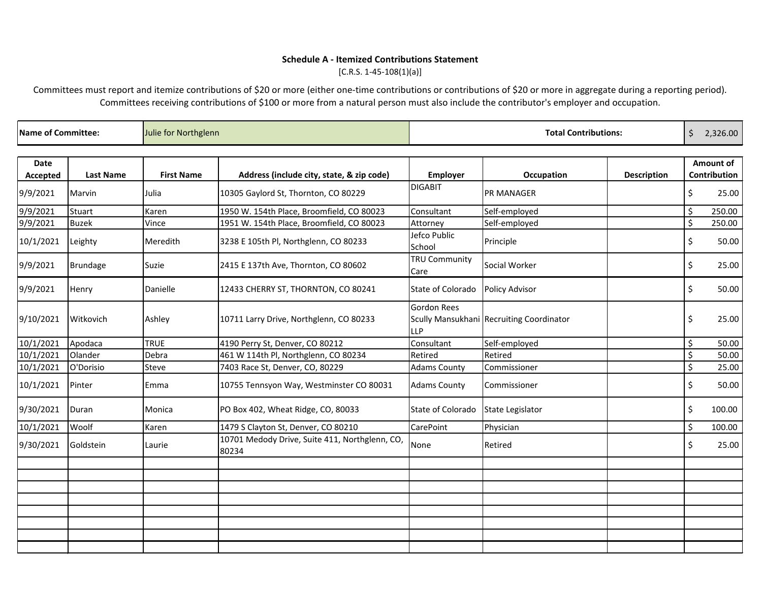**Schedule A - Itemized Contributions Statement**

[C.R.S. 1-45-108(1)(a)]

Committees must report and itemize contributions of $20 or more (either one-time contributions or contributions of $20 or more in aggregate during a reporting period). Committees receiving contributions of $100 or more from a natural person must also include the contributor's employer and occupation.

| Name of Committee: | Julie for Northglenn | Total Contributions: | $ 2,326.00 |
|---|---|---|---|

| Date Accepted | Last Name | First Name | Address (include city, state, & zip code) | Employer | Occupation | Description | Amount of Contribution |
|---|---|---|---|---|---|---|---|
| 9/9/2021 | Marvin | Julia | 10305 Gaylord St, Thornton, CO 80229 | DIGABIT | PR MANAGER | | $ 25.00 |
| 9/9/2021 | Stuart | Karen | 1950 W. 154th Place, Broomfield, CO 80023 | Consultant | Self-employed | | $ 250.00 |
| 9/9/2021 | Buzek | Vince | 1951 W. 154th Place, Broomfield, CO 80023 | Attorney | Self-employed | | $ 250.00 |
| 10/1/2021 | Leighty | Meredith | 3238 E 105th Pl, Northglenn, CO 80233 | Jefco Public School | Principle | | $ 50.00 |
| 9/9/2021 | Brundage | Suzie | 2415 E 137th Ave, Thornton, CO 80602 | TRU Community Care | Social Worker | | $ 25.00 |
| 9/9/2021 | Henry | Danielle | 12433 CHERRY ST, THORNTON, CO 80241 | State of Colorado | Policy Advisor | | $ 50.00 |
| 9/10/2021 | Witkovich | Ashley | 10711 Larry Drive, Northglenn, CO 80233 | Gordon Rees Scully Mansukhani LLP | Recruiting Coordinator | | $ 25.00 |
| 10/1/2021 | Apodaca | TRUE | 4190 Perry St, Denver, CO 80212 | Consultant | Self-employed | | $ 50.00 |
| 10/1/2021 | Olander | Debra | 461 W 114th Pl, Northglenn, CO 80234 | Retired | Retired | | $ 50.00 |
| 10/1/2021 | O'Dorisio | Steve | 7403 Race St, Denver, CO, 80229 | Adams County | Commissioner | | $ 25.00 |
| 10/1/2021 | Pinter | Emma | 10755 Tennsyon Way, Westminster CO 80031 | Adams County | Commissioner | | $ 50.00 |
| 9/30/2021 | Duran | Monica | PO Box 402, Wheat Ridge, CO, 80033 | State of Colorado | State Legislator | | $ 100.00 |
| 10/1/2021 | Woolf | Karen | 1479 S Clayton St, Denver, CO 80210 | CarePoint | Physician | | $ 100.00 |
| 9/30/2021 | Goldstein | Laurie | 10701 Medody Drive, Suite 411, Northglenn, CO, 80234 | None | Retired | | $ 25.00 |
| | | | | | | | |
| | | | | | | | |
| | | | | | | | |
| | | | | | | | |
| | | | | | | | |
| | | | | | | | |
| | | | | | | | |
| | | | | | | | |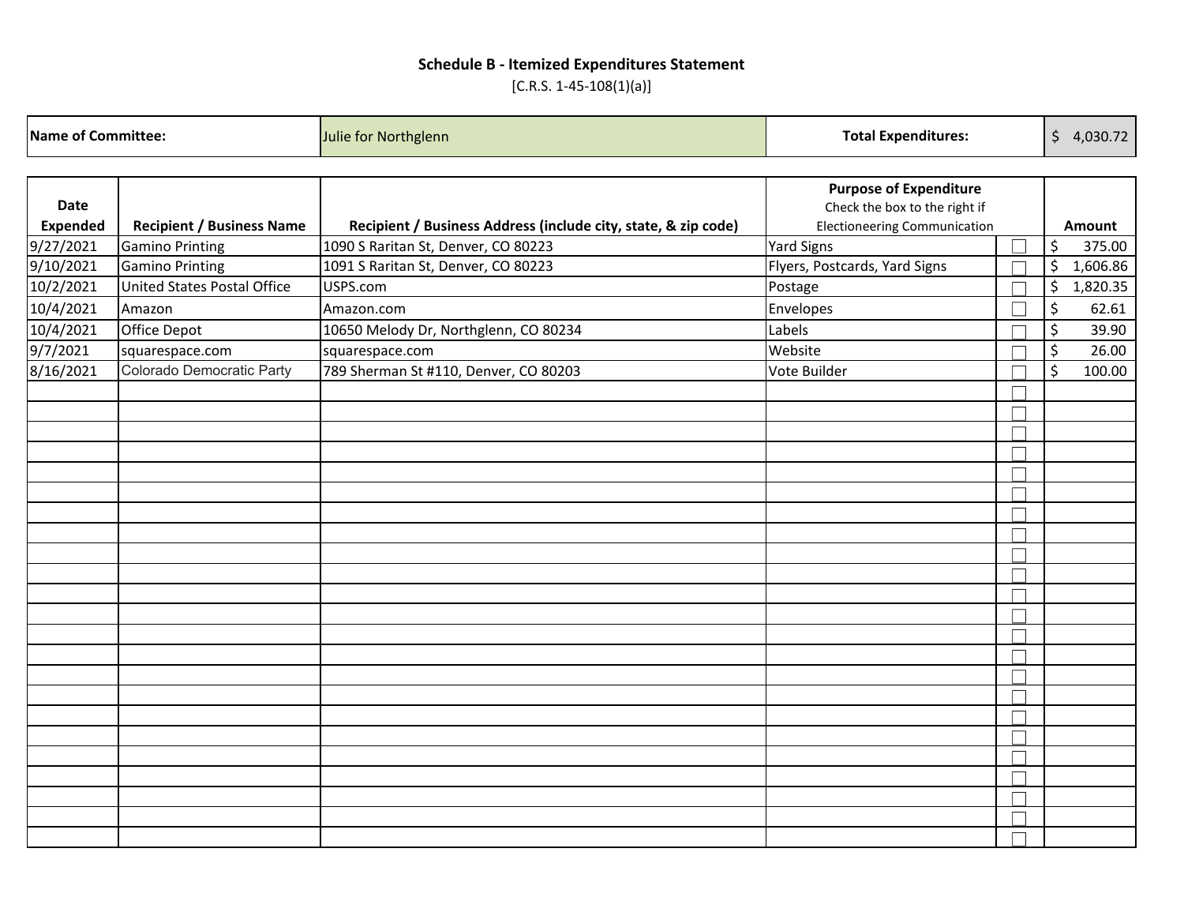**Schedule B - Itemized Expenditures Statement**

[C.R.S. 1-45-108(1)(a)]

| Name of Committee: | Julie for Northglenn | Total Expenditures: | $ 4,030.72 |
|---|---|---|---|

| Date Expended | Recipient / Business Name | Recipient / Business Address (include city, state, & zip code) | Purpose of Expenditure Check the box to the right if Electioneering Communication | | Amount |
|---|---|---|---|---|---|
| 9/27/2021 | Gamino Printing | 1090 S Raritan St, Denver, CO 80223 | Yard Signs | ☐ | $ 375.00 |
| 9/10/2021 | Gamino Printing | 1091 S Raritan St, Denver, CO 80223 | Flyers, Postcards, Yard Signs | ☐ | $ 1,606.86 |
| 10/2/2021 | United States Postal Office | USPS.com | Postage | ☐ | $ 1,820.35 |
| 10/4/2021 | Amazon | Amazon.com | Envelopes | ☐ | $ 62.61 |
| 10/4/2021 | Office Depot | 10650 Melody Dr, Northglenn, CO 80234 | Labels | ☐ | $ 39.90 |
| 9/7/2021 | squarespace.com | squarespace.com | Website | ☐ | $ 26.00 |
| 8/16/2021 | Colorado Democratic Party | 789 Sherman St #110, Denver, CO 80203 | Vote Builder | ☐ | $ 100.00 |
| | | | | ☐ | |
| | | | | ☐ | |
| | | | | ☐ | |
| | | | | ☐ | |
| | | | | ☐ | |
| | | | | ☐ | |
| | | | | ☐ | |
| | | | | ☐ | |
| | | | | ☐ | |
| | | | | ☐ | |
| | | | | ☐ | |
| | | | | ☐ | |
| | | | | ☐ | |
| | | | | ☐ | |
| | | | | ☐ | |
| | | | | ☐ | |
| | | | | ☐ | |
| | | | | ☐ | |
| | | | | ☐ | |
| | | | | ☐ | |
| | | | | ☐ | |
| | | | | ☐ | |
| | | | | ☐ | |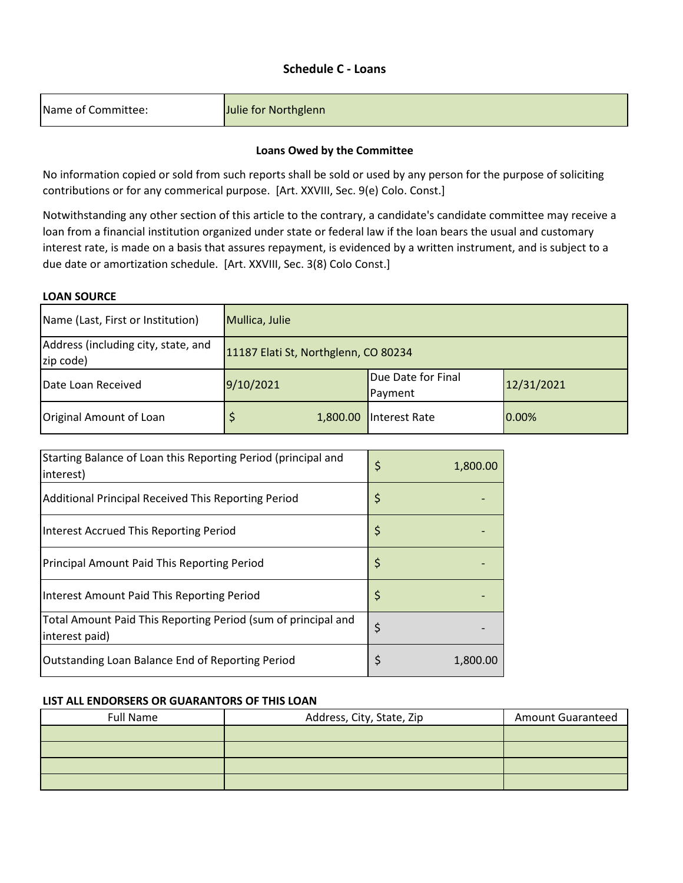## Schedule C - Loans

| | |
|---|---|
| Name of Committee: | Julie for Northglenn |

### Loans Owed by the Committee

No information copied or sold from such reports shall be sold or used by any person for the purpose of soliciting contributions or for any commerical purpose. [Art. XXVIII, Sec. 9(e) Colo. Const.]

Notwithstanding any other section of this article to the contrary, a candidate's candidate committee may receive a loan from a financial institution organized under state or federal law if the loan bears the usual and customary interest rate, is made on a basis that assures repayment, is evidenced by a written instrument, and is subject to a due date or amortization schedule. [Art. XXVIII, Sec. 3(8) Colo Const.]

**LOAN SOURCE**

| | | | |
|---|---|---|---|
| Name (Last, First or Institution) | Mullica, Julie | | |
| Address (including city, state, and zip code) | 11187 Elati St, Northglenn, CO 80234 | | |
| Date Loan Received | 9/10/2021 | Due Date for Final Payment | 12/31/2021 |
| Original Amount of Loan | $ 1,800.00 | Interest Rate | 0.00% |

| | |
|---|---|
| Starting Balance of Loan this Reporting Period (principal and interest) | $ 1,800.00 |
| Additional Principal Received This Reporting Period | $ - |
| Interest Accrued This Reporting Period | $ - |
| Principal Amount Paid This Reporting Period | $ - |
| Interest Amount Paid This Reporting Period | $ - |
| Total Amount Paid This Reporting Period (sum of principal and interest paid) | $ - |
| Outstanding Loan Balance End of Reporting Period | $ 1,800.00 |

**LIST ALL ENDORSERS OR GUARANTORS OF THIS LOAN**

| Full Name | Address, City, State, Zip | Amount Guaranteed |
|---|---|---|
| | | |
| | | |
| | | |
| | | |